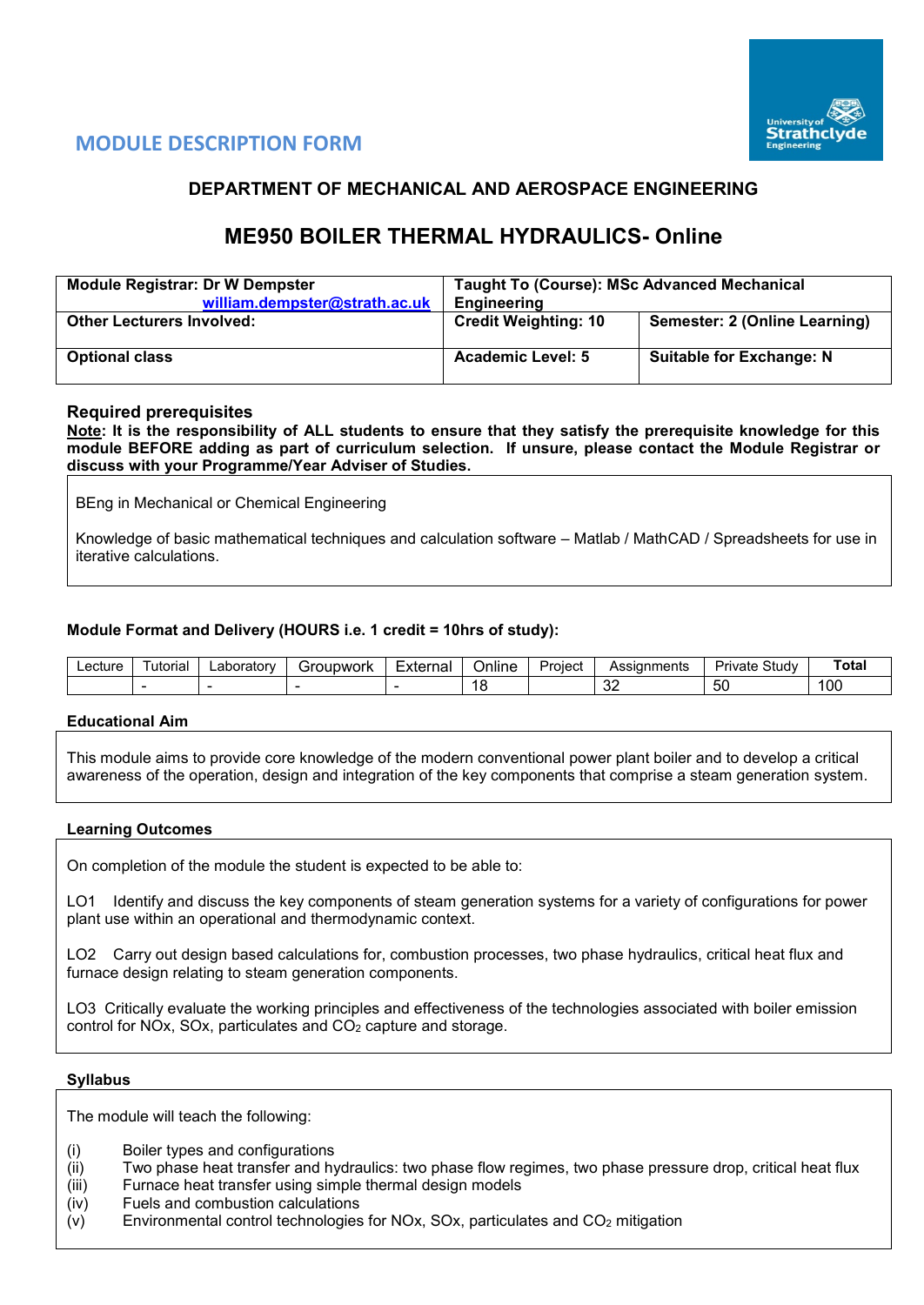# MODULE DESCRIPTION FORM

## DEPARTMENT OF MECHANICAL AND AEROSPACE ENGINEERING

# ME950 BOILER THERMAL HYDRAULICS- Online

| **Module Registrar: Dr W Dempster** william.dempster@strath.ac.uk | **Taught To (Course): MSc Advanced Mechanical Engineering** | |
|---|---|---|
| **Other Lecturers Involved:** | **Credit Weighting: 10** | **Semester: 2 (Online Learning)** |
| **Optional class** | **Academic Level: 5** | **Suitable for Exchange: N** |

### Required prerequisites

**<u>Note</u>: It is the responsibility of ALL students to ensure that they satisfy the prerequisite knowledge for this module BEFORE adding as part of curriculum selection. If unsure, please contact the Module Registrar or discuss with your Programme/Year Adviser of Studies.**

BEng in Mechanical or Chemical Engineering

Knowledge of basic mathematical techniques and calculation software – Matlab / MathCAD / Spreadsheets for use in iterative calculations.

### Module Format and Delivery (HOURS i.e. 1 credit = 10hrs of study):

| Lecture | Tutorial | Laboratory | Groupwork | External | Online | Project | Assignments | Private Study | **Total** |
|---|---|---|---|---|---|---|---|---|---|
| | - | - | - | - | 18 | | 32 | 50 | 100 |

### Educational Aim

This module aims to provide core knowledge of the modern conventional power plant boiler and to develop a critical awareness of the operation, design and integration of the key components that comprise a steam generation system.

### Learning Outcomes

On completion of the module the student is expected to be able to:

LO1 Identify and discuss the key components of steam generation systems for a variety of configurations for power plant use within an operational and thermodynamic context.

LO2 Carry out design based calculations for, combustion processes, two phase hydraulics, critical heat flux and furnace design relating to steam generation components.

LO3 Critically evaluate the working principles and effectiveness of the technologies associated with boiler emission control for NOx, SOx, particulates and $CO_2$ capture and storage.

### Syllabus

The module will teach the following:

(i) Boiler types and configurations
(ii) Two phase heat transfer and hydraulics: two phase flow regimes, two phase pressure drop, critical heat flux
(iii) Furnace heat transfer using simple thermal design models
(iv) Fuels and combustion calculations
(v) Environmental control technologies for NOx, SOx, particulates and $CO_2$ mitigation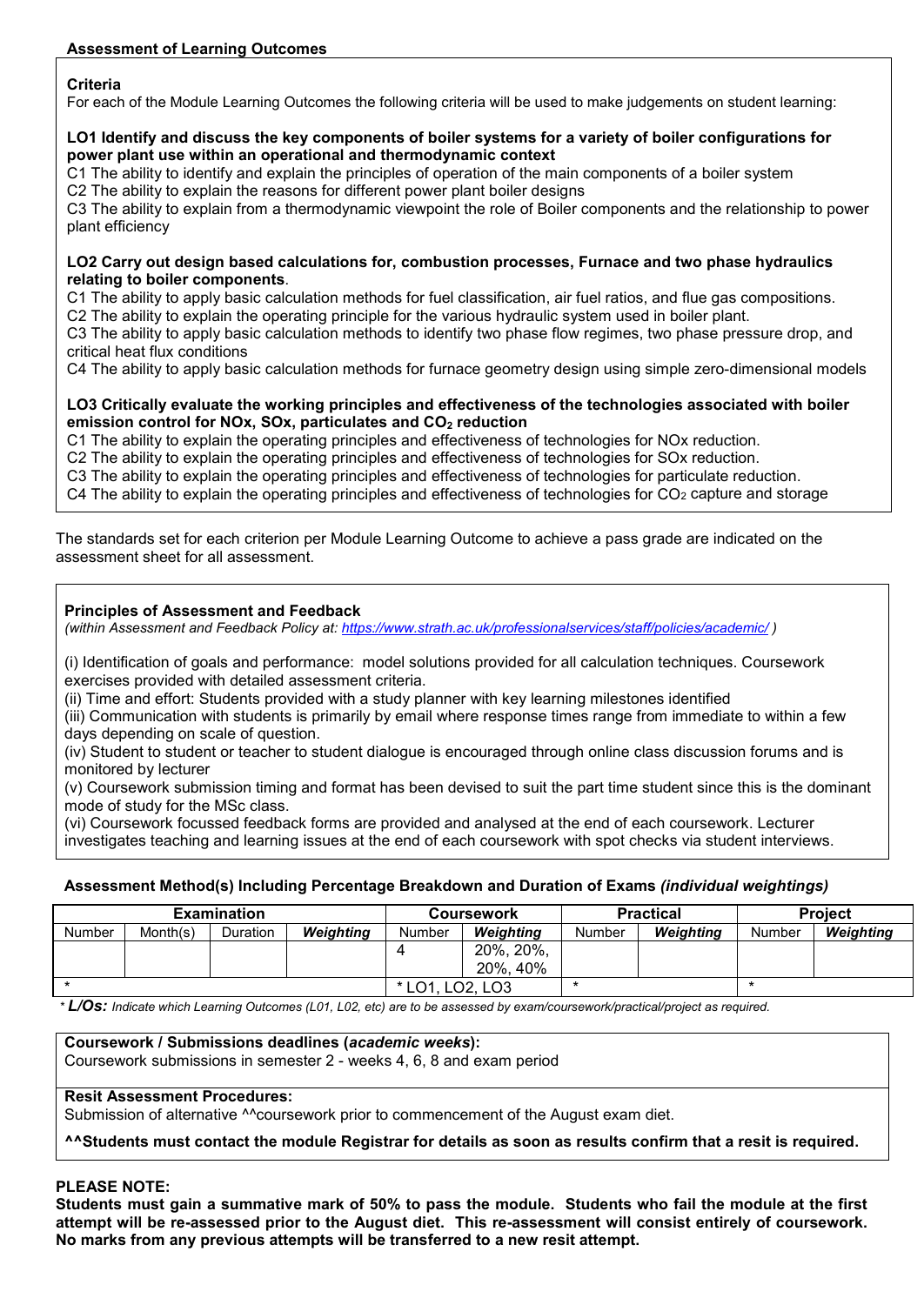### Assessment of Learning Outcomes

**Criteria**

For each of the Module Learning Outcomes the following criteria will be used to make judgements on student learning:

**LO1 Identify and discuss the key components of boiler systems for a variety of boiler configurations for power plant use within an operational and thermodynamic context**

C1 The ability to identify and explain the principles of operation of the main components of a boiler system
C2 The ability to explain the reasons for different power plant boiler designs
C3 The ability to explain from a thermodynamic viewpoint the role of Boiler components and the relationship to power plant efficiency

**LO2 Carry out design based calculations for, combustion processes, Furnace and two phase hydraulics relating to boiler components**.

C1 The ability to apply basic calculation methods for fuel classification, air fuel ratios, and flue gas compositions.
C2 The ability to explain the operating principle for the various hydraulic system used in boiler plant.
C3 The ability to apply basic calculation methods to identify two phase flow regimes, two phase pressure drop, and critical heat flux conditions
C4 The ability to apply basic calculation methods for furnace geometry design using simple zero-dimensional models

**LO3 Critically evaluate the working principles and effectiveness of the technologies associated with boiler emission control for NOx, SOx, particulates and $CO_2$ reduction**

C1 The ability to explain the operating principles and effectiveness of technologies for NOx reduction.
C2 The ability to explain the operating principles and effectiveness of technologies for SOx reduction.
C3 The ability to explain the operating principles and effectiveness of technologies for particulate reduction.
C4 The ability to explain the operating principles and effectiveness of technologies for $CO_2$ capture and storage

The standards set for each criterion per Module Learning Outcome to achieve a pass grade are indicated on the assessment sheet for all assessment.

**Principles of Assessment and Feedback**
*(within Assessment and Feedback Policy at: https://www.strath.ac.uk/professionalservices/staff/policies/academic/ )*

(i) Identification of goals and performance: model solutions provided for all calculation techniques. Coursework exercises provided with detailed assessment criteria.
(ii) Time and effort: Students provided with a study planner with key learning milestones identified
(iii) Communication with students is primarily by email where response times range from immediate to within a few days depending on scale of question.
(iv) Student to student or teacher to student dialogue is encouraged through online class discussion forums and is monitored by lecturer
(v) Coursework submission timing and format has been devised to suit the part time student since this is the dominant mode of study for the MSc class.
(vi) Coursework focussed feedback forms are provided and analysed at the end of each coursework. Lecturer investigates teaching and learning issues at the end of each coursework with spot checks via student interviews.

**Assessment Method(s) Including Percentage Breakdown and Duration of Exams *(individual weightings)***

| Examination | | | | Coursework | | Practical | | Project | |
|---|---|---|---|---|---|---|---|---|---|
| Number | Month(s) | Duration | ***Weighting*** | Number | ***Weighting*** | Number | ***Weighting*** | Number | ***Weighting*** |
| | | | | 4 | 20%, 20%, 20%, 40% | | | | |
| * | | | | * LO1, LO2, LO3 | | * | | * | |

*\* **L/Os:** Indicate which Learning Outcomes (L01, L02, etc) are to be assessed by exam/coursework/practical/project as required.*

**Coursework / Submissions deadlines (*academic weeks*):**
Coursework submissions in semester 2 - weeks 4, 6, 8 and exam period

**Resit Assessment Procedures:**
Submission of alternative ^^coursework prior to commencement of the August exam diet.

**^^Students must contact the module Registrar for details as soon as results confirm that a resit is required.**

**PLEASE NOTE:**
**Students must gain a summative mark of 50% to pass the module. Students who fail the module at the first attempt will be re-assessed prior to the August diet. This re-assessment will consist entirely of coursework. No marks from any previous attempts will be transferred to a new resit attempt.**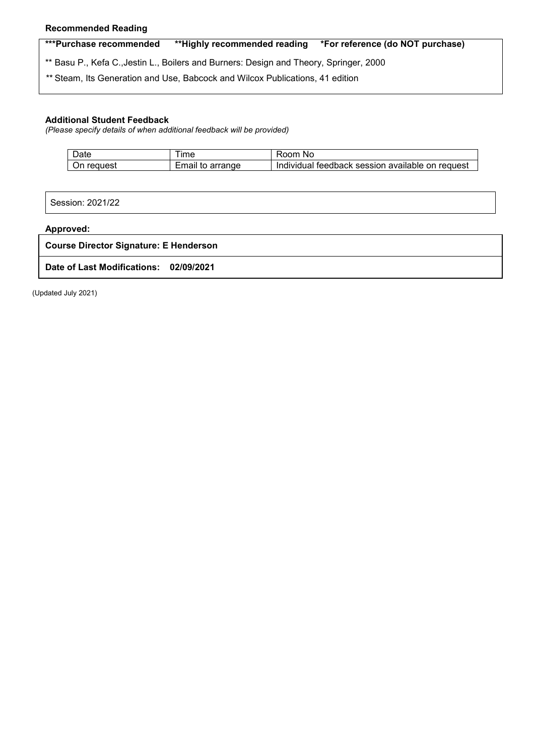**Recommended Reading**

| ***Purchase recommended | **Highly recommended reading | *For reference (do NOT purchase) |
|---|---|---|

** Basu P., Kefa C.,Jestin L., Boilers and Burners: Design and Theory, Springer, 2000

** Steam, Its Generation and Use, Babcock and Wilcox Publications, 41 edition

**Additional Student Feedback**

*(Please specify details of when additional feedback will be provided)*

| Date | Time | Room No |
|---|---|---|
| On request | Email to arrange | Individual feedback session available on request |

Session: 2021/22

**Approved:**

**Course Director Signature: E Henderson**

**Date of Last Modifications: 02/09/2021**

(Updated July 2021)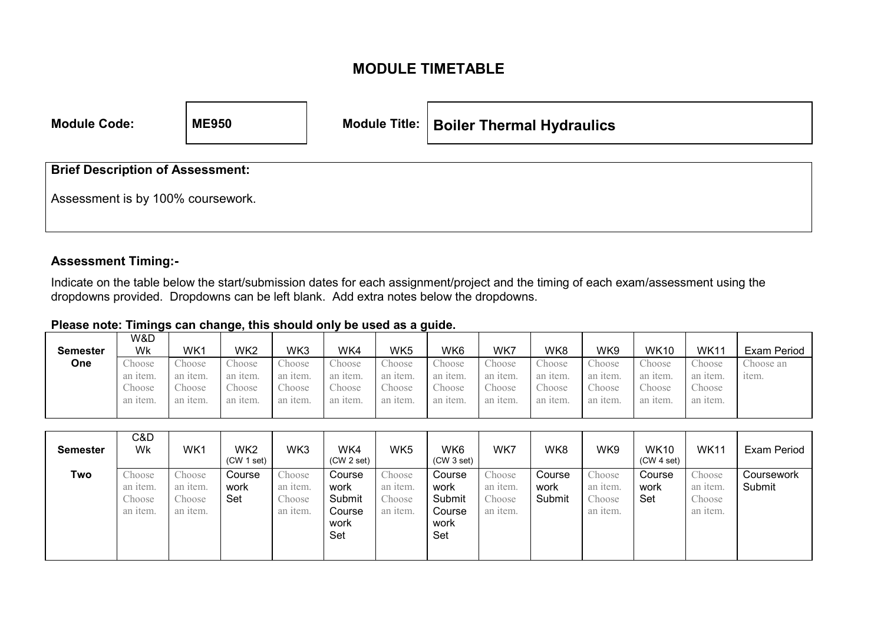# MODULE TIMETABLE

| | | | |
|---|---|---|---|
| **Module Code:** | **ME950** | **Module Title:** | **Boiler Thermal Hydraulics** |

**Brief Description of Assessment:**

Assessment is by 100% coursework.

### Assessment Timing:-

Indicate on the table below the start/submission dates for each assignment/project and the timing of each exam/assessment using the dropdowns provided. Dropdowns can be left blank. Add extra notes below the dropdowns.

**Please note: Timings can change, this should only be used as a guide.**

| Semester One | W&D Wk | WK1 | WK2 | WK3 | WK4 | WK5 | WK6 | WK7 | WK8 | WK9 | WK10 | WK11 | Exam Period |
|---|---|---|---|---|---|---|---|---|---|---|---|---|---|
| | Choose an item. Choose an item. | Choose an item. Choose an item. | Choose an item. Choose an item. | Choose an item. Choose an item. | Choose an item. Choose an item. | Choose an item. Choose an item. | Choose an item. Choose an item. | Choose an item. Choose an item. | Choose an item. Choose an item. | Choose an item. Choose an item. | Choose an item. Choose an item. | Choose an item. Choose an item. | Choose an item. |

| Semester Two | C&D Wk | WK1 | WK2 (CW 1 set) | WK3 | WK4 (CW 2 set) | WK5 | WK6 (CW 3 set) | WK7 | WK8 | WK9 | WK10 (CW 4 set) | WK11 | Exam Period |
|---|---|---|---|---|---|---|---|---|---|---|---|---|---|
| | Choose an item. Choose an item. | Choose an item. Choose an item. | Course work Set | Choose an item. Choose an item. | Course work Submit Course work Set | Choose an item. Choose an item. | Course work Submit Course work Set | Choose an item. Choose an item. | Course work Submit | Choose an item. Choose an item. | Course work Set | Choose an item. Choose an item. | Coursework Submit |